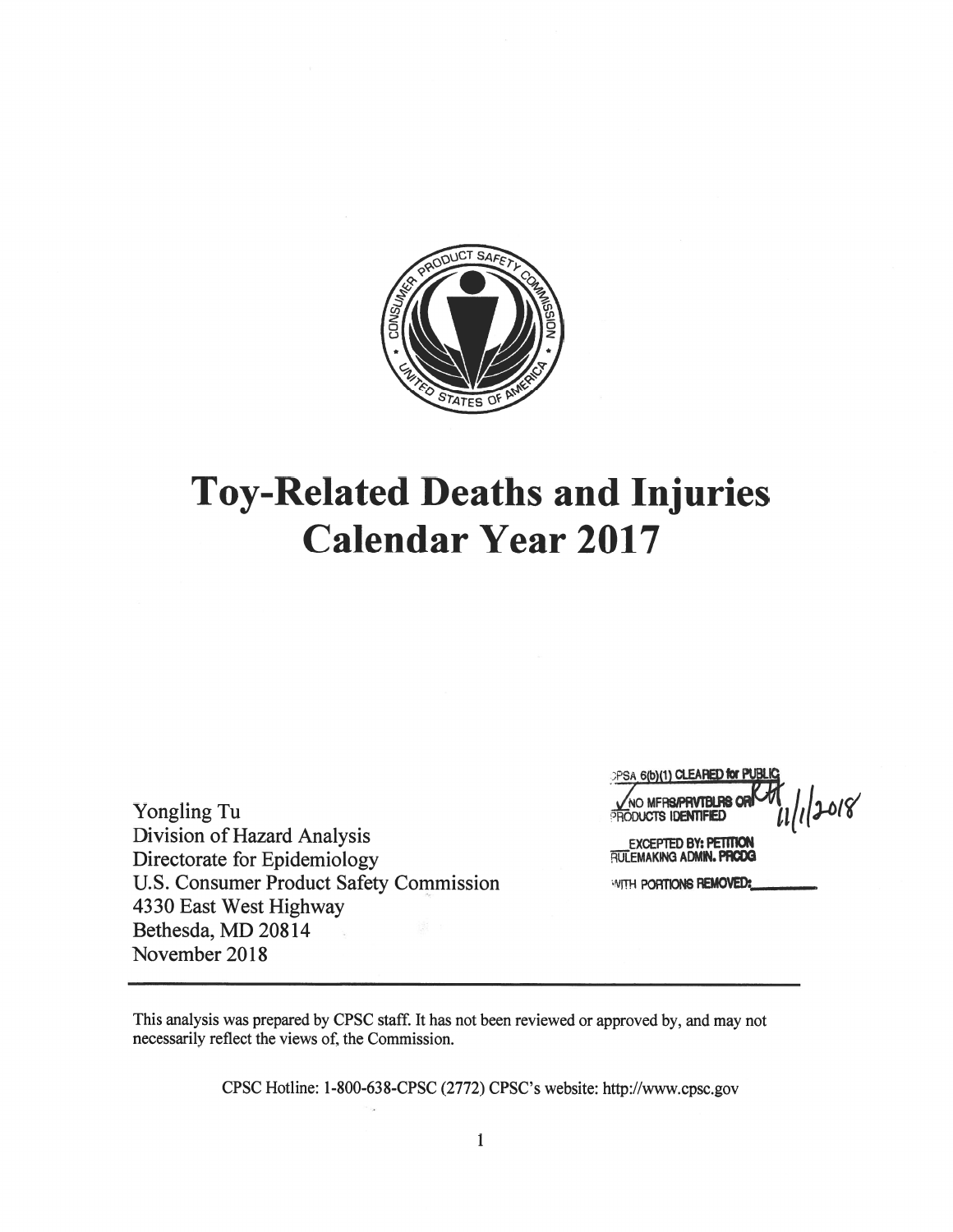# Toy-Related Deaths and Injuries Calendar Year 2017

CPSA 6(b)(1) CLEARED for PUBLIC
✓ NO MFRS/PRVTBLRS OR PRODUCTS IDENTIFIED 11/1/2018
EXCEPTED BY: PETITION RULEMAKING ADMIN. PRCDG
WITH PORTIONS REMOVED: ________

Yongling Tu
Division of Hazard Analysis
Directorate for Epidemiology
U.S. Consumer Product Safety Commission
4330 East West Highway
Bethesda, MD 20814
November 2018

---

This analysis was prepared by CPSC staff. It has not been reviewed or approved by, and may not necessarily reflect the views of, the Commission.

CPSC Hotline: 1-800-638-CPSC (2772) CPSC's website: http://www.cpsc.gov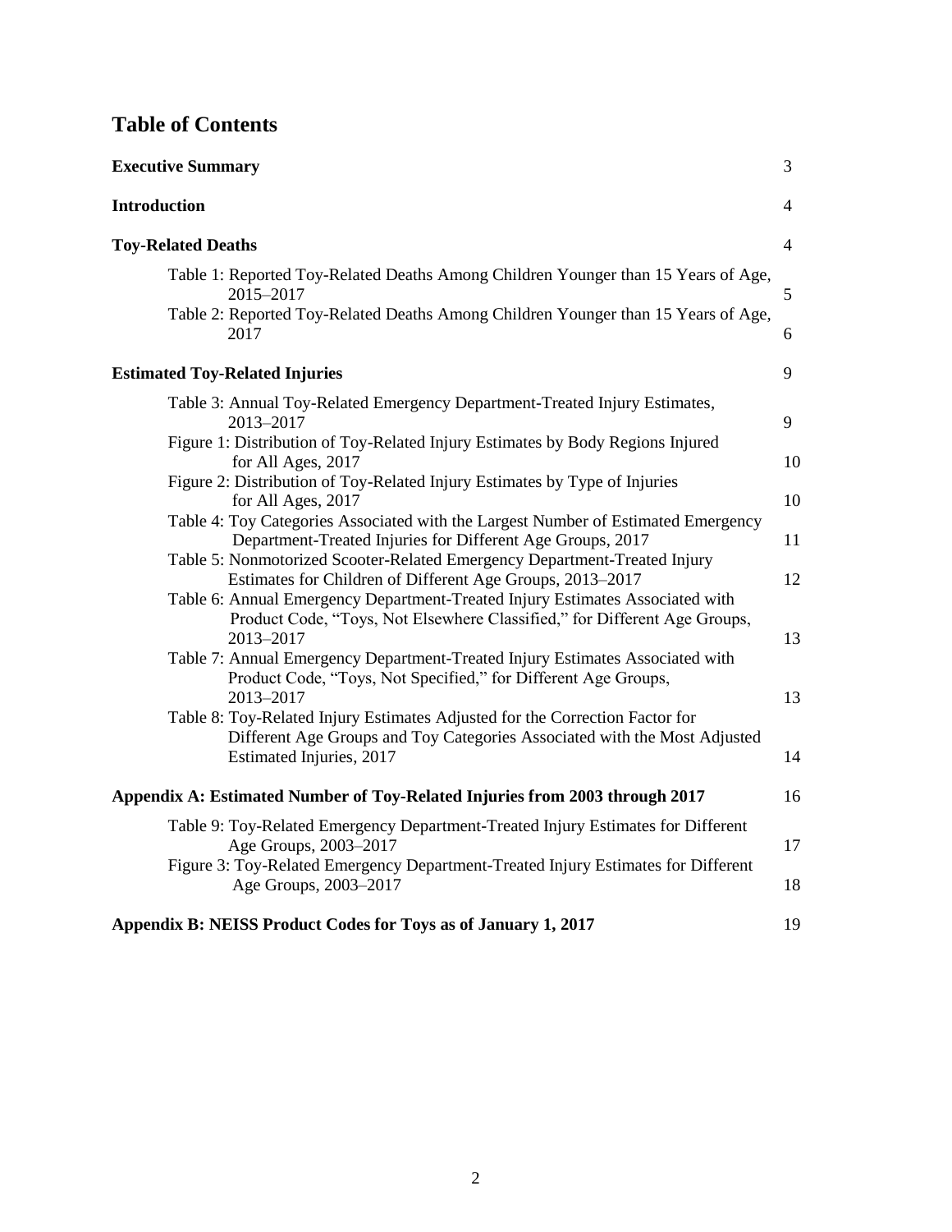# Table of Contents

| | |
|---|---|
| **Executive Summary** | 3 |
| **Introduction** | 4 |
| **Toy-Related Deaths** | 4 |
| Table 1: Reported Toy-Related Deaths Among Children Younger than 15 Years of Age, 2015–2017 | 5 |
| Table 2: Reported Toy-Related Deaths Among Children Younger than 15 Years of Age, 2017 | 6 |
| **Estimated Toy-Related Injuries** | 9 |
| Table 3: Annual Toy-Related Emergency Department-Treated Injury Estimates, 2013–2017 | 9 |
| Figure 1: Distribution of Toy-Related Injury Estimates by Body Regions Injured for All Ages, 2017 | 10 |
| Figure 2: Distribution of Toy-Related Injury Estimates by Type of Injuries for All Ages, 2017 | 10 |
| Table 4: Toy Categories Associated with the Largest Number of Estimated Emergency Department-Treated Injuries for Different Age Groups, 2017 | 11 |
| Table 5: Nonmotorized Scooter-Related Emergency Department-Treated Injury Estimates for Children of Different Age Groups, 2013–2017 | 12 |
| Table 6: Annual Emergency Department-Treated Injury Estimates Associated with Product Code, "Toys, Not Elsewhere Classified," for Different Age Groups, 2013–2017 | 13 |
| Table 7: Annual Emergency Department-Treated Injury Estimates Associated with Product Code, "Toys, Not Specified," for Different Age Groups, 2013–2017 | 13 |
| Table 8: Toy-Related Injury Estimates Adjusted for the Correction Factor for Different Age Groups and Toy Categories Associated with the Most Adjusted Estimated Injuries, 2017 | 14 |
| **Appendix A: Estimated Number of Toy-Related Injuries from 2003 through 2017** | 16 |
| Table 9: Toy-Related Emergency Department-Treated Injury Estimates for Different Age Groups, 2003–2017 | 17 |
| Figure 3: Toy-Related Emergency Department-Treated Injury Estimates for Different Age Groups, 2003–2017 | 18 |
| **Appendix B: NEISS Product Codes for Toys as of January 1, 2017** | 19 |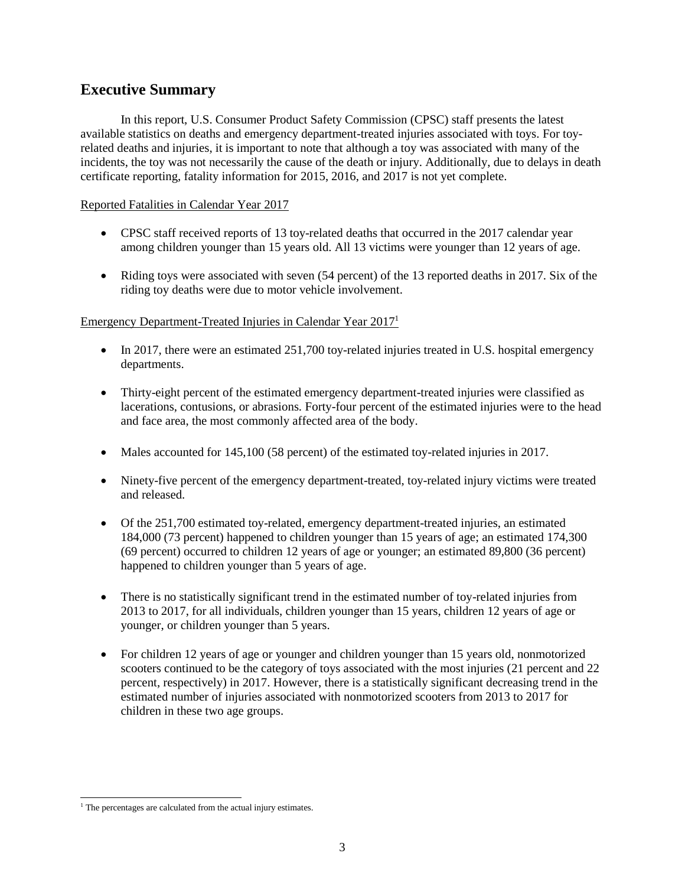## Executive Summary

In this report, U.S. Consumer Product Safety Commission (CPSC) staff presents the latest available statistics on deaths and emergency department-treated injuries associated with toys. For toy-related deaths and injuries, it is important to note that although a toy was associated with many of the incidents, the toy was not necessarily the cause of the death or injury. Additionally, due to delays in death certificate reporting, fatality information for 2015, 2016, and 2017 is not yet complete.

Reported Fatalities in Calendar Year 2017

- CPSC staff received reports of 13 toy-related deaths that occurred in the 2017 calendar year among children younger than 15 years old. All 13 victims were younger than 12 years of age.
- Riding toys were associated with seven (54 percent) of the 13 reported deaths in 2017. Six of the riding toy deaths were due to motor vehicle involvement.

Emergency Department-Treated Injuries in Calendar Year 2017[1]

- In 2017, there were an estimated 251,700 toy-related injuries treated in U.S. hospital emergency departments.
- Thirty-eight percent of the estimated emergency department-treated injuries were classified as lacerations, contusions, or abrasions. Forty-four percent of the estimated injuries were to the head and face area, the most commonly affected area of the body.
- Males accounted for 145,100 (58 percent) of the estimated toy-related injuries in 2017.
- Ninety-five percent of the emergency department-treated, toy-related injury victims were treated and released.
- Of the 251,700 estimated toy-related, emergency department-treated injuries, an estimated 184,000 (73 percent) happened to children younger than 15 years of age; an estimated 174,300 (69 percent) occurred to children 12 years of age or younger; an estimated 89,800 (36 percent) happened to children younger than 5 years of age.
- There is no statistically significant trend in the estimated number of toy-related injuries from 2013 to 2017, for all individuals, children younger than 15 years, children 12 years of age or younger, or children younger than 5 years.
- For children 12 years of age or younger and children younger than 15 years old, nonmotorized scooters continued to be the category of toys associated with the most injuries (21 percent and 22 percent, respectively) in 2017. However, there is a statistically significant decreasing trend in the estimated number of injuries associated with nonmotorized scooters from 2013 to 2017 for children in these two age groups.

---

[1] The percentages are calculated from the actual injury estimates.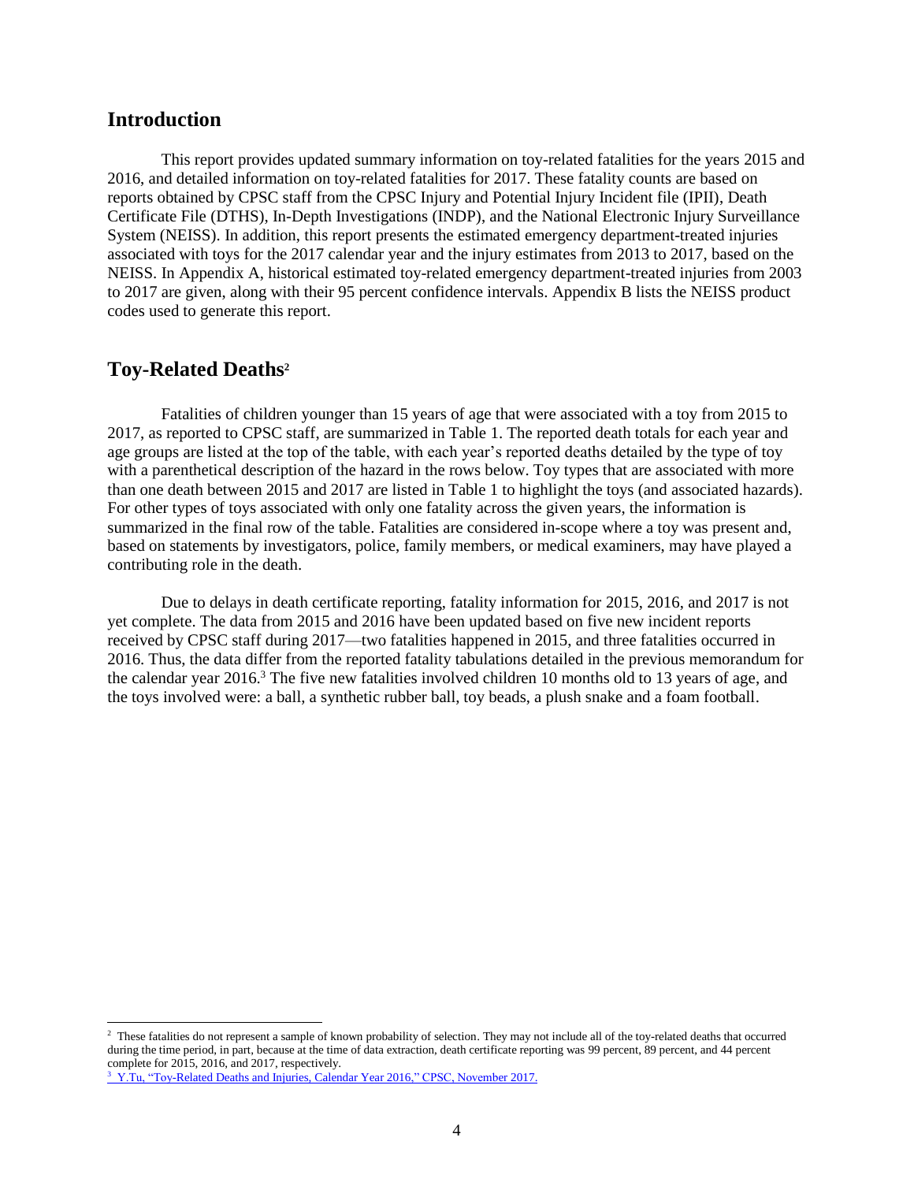## Introduction

This report provides updated summary information on toy-related fatalities for the years 2015 and 2016, and detailed information on toy-related fatalities for 2017. These fatality counts are based on reports obtained by CPSC staff from the CPSC Injury and Potential Injury Incident file (IPII), Death Certificate File (DTHS), In-Depth Investigations (INDP), and the National Electronic Injury Surveillance System (NEISS). In addition, this report presents the estimated emergency department-treated injuries associated with toys for the 2017 calendar year and the injury estimates from 2013 to 2017, based on the NEISS. In Appendix A, historical estimated toy-related emergency department-treated injuries from 2003 to 2017 are given, along with their 95 percent confidence intervals. Appendix B lists the NEISS product codes used to generate this report.

## Toy-Related Deaths[2]

Fatalities of children younger than 15 years of age that were associated with a toy from 2015 to 2017, as reported to CPSC staff, are summarized in Table 1. The reported death totals for each year and age groups are listed at the top of the table, with each year's reported deaths detailed by the type of toy with a parenthetical description of the hazard in the rows below. Toy types that are associated with more than one death between 2015 and 2017 are listed in Table 1 to highlight the toys (and associated hazards). For other types of toys associated with only one fatality across the given years, the information is summarized in the final row of the table. Fatalities are considered in-scope where a toy was present and, based on statements by investigators, police, family members, or medical examiners, may have played a contributing role in the death.

Due to delays in death certificate reporting, fatality information for 2015, 2016, and 2017 is not yet complete. The data from 2015 and 2016 have been updated based on five new incident reports received by CPSC staff during 2017—two fatalities happened in 2015, and three fatalities occurred in 2016. Thus, the data differ from the reported fatality tabulations detailed in the previous memorandum for the calendar year 2016.[3] The five new fatalities involved children 10 months old to 13 years of age, and the toys involved were: a ball, a synthetic rubber ball, toy beads, a plush snake and a foam football.

---

[2] These fatalities do not represent a sample of known probability of selection. They may not include all of the toy-related deaths that occurred during the time period, in part, because at the time of data extraction, death certificate reporting was 99 percent, 89 percent, and 44 percent complete for 2015, 2016, and 2017, respectively.

[3] Y.Tu, "Toy-Related Deaths and Injuries, Calendar Year 2016," CPSC, November 2017.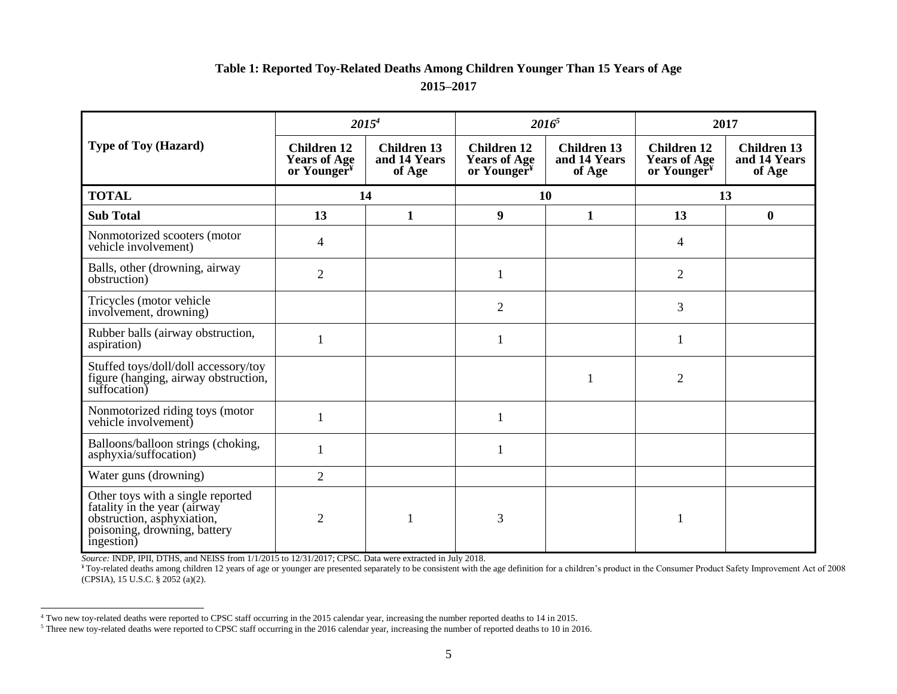**Table 1: Reported Toy-Related Deaths Among Children Younger Than 15 Years of Age**

**2015–2017**

| Type of Toy (Hazard) | *2015*[4] | | *2016*[5] | | 2017 | |
|---|---|---|---|---|---|---|
| | Children 12 Years of Age or Younger[¥] | Children 13 and 14 Years of Age | Children 12 Years of Age or Younger[¥] | Children 13 and 14 Years of Age | Children 12 Years of Age or Younger[¥] | Children 13 and 14 Years of Age |
| **TOTAL** | **14** | | **10** | | **13** | |
| **Sub Total** | **13** | **1** | **9** | **1** | **13** | **0** |
| Nonmotorized scooters (motor vehicle involvement) | 4 | | | | 4 | |
| Balls, other (drowning, airway obstruction) | 2 | | 1 | | 2 | |
| Tricycles (motor vehicle involvement, drowning) | | | 2 | | 3 | |
| Rubber balls (airway obstruction, aspiration) | 1 | | 1 | | 1 | |
| Stuffed toys/doll/doll accessory/toy figure (hanging, airway obstruction, suffocation) | | | | 1 | 2 | |
| Nonmotorized riding toys (motor vehicle involvement) | 1 | | 1 | | | |
| Balloons/balloon strings (choking, asphyxia/suffocation) | 1 | | 1 | | | |
| Water guns (drowning) | 2 | | | | | |
| Other toys with a single reported fatality in the year (airway obstruction, asphyxiation, poisoning, drowning, battery ingestion) | 2 | 1 | 3 | | 1 | |

*Source:* INDP, IPII, DTHS, and NEISS from 1/1/2015 to 12/31/2017; CPSC. Data were extracted in July 2018.

¥ Toy-related deaths among children 12 years of age or younger are presented separately to be consistent with the age definition for a children's product in the Consumer Product Safety Improvement Act of 2008 (CPSIA), 15 U.S.C. § 2052 (a)(2).

---

[4] Two new toy-related deaths were reported to CPSC staff occurring in the 2015 calendar year, increasing the number reported deaths to 14 in 2015.

[5] Three new toy-related deaths were reported to CPSC staff occurring in the 2016 calendar year, increasing the number of reported deaths to 10 in 2016.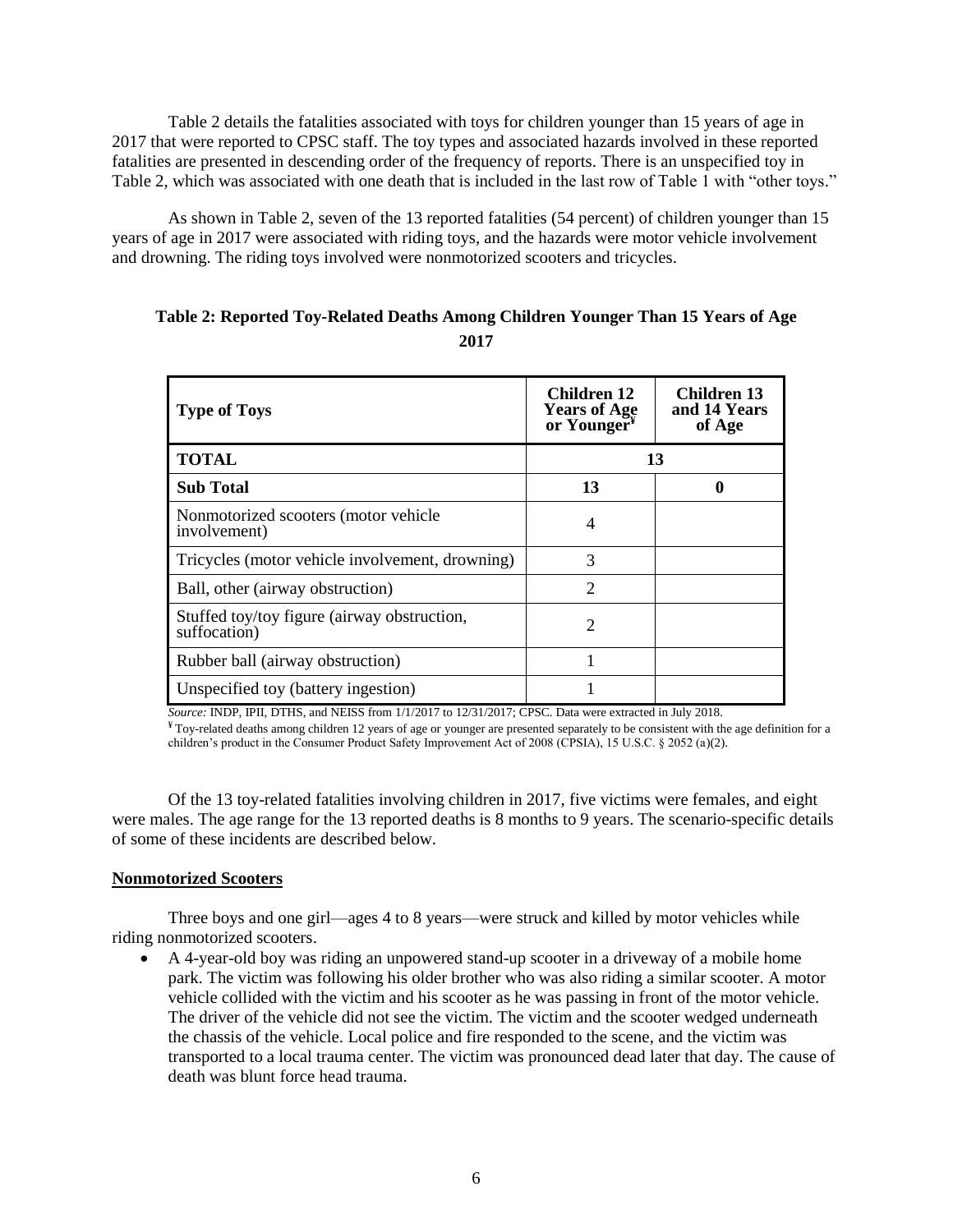Table 2 details the fatalities associated with toys for children younger than 15 years of age in 2017 that were reported to CPSC staff. The toy types and associated hazards involved in these reported fatalities are presented in descending order of the frequency of reports. There is an unspecified toy in Table 2, which was associated with one death that is included in the last row of Table 1 with "other toys."

As shown in Table 2, seven of the 13 reported fatalities (54 percent) of children younger than 15 years of age in 2017 were associated with riding toys, and the hazards were motor vehicle involvement and drowning. The riding toys involved were nonmotorized scooters and tricycles.

**Table 2: Reported Toy-Related Deaths Among Children Younger Than 15 Years of Age 2017**

| Type of Toys | Children 12 Years of Age or Younger[¥] | Children 13 and 14 Years of Age |
|---|---|---|
| **TOTAL** | **13** | |
| **Sub Total** | **13** | **0** |
| Nonmotorized scooters (motor vehicle involvement) | 4 | |
| Tricycles (motor vehicle involvement, drowning) | 3 | |
| Ball, other (airway obstruction) | 2 | |
| Stuffed toy/toy figure (airway obstruction, suffocation) | 2 | |
| Rubber ball (airway obstruction) | 1 | |
| Unspecified toy (battery ingestion) | 1 | |

*Source:* INDP, IPII, DTHS, and NEISS from 1/1/2017 to 12/31/2017; CPSC. Data were extracted in July 2018.

[¥] Toy-related deaths among children 12 years of age or younger are presented separately to be consistent with the age definition for a children's product in the Consumer Product Safety Improvement Act of 2008 (CPSIA), 15 U.S.C. § 2052 (a)(2).

Of the 13 toy-related fatalities involving children in 2017, five victims were females, and eight were males. The age range for the 13 reported deaths is 8 months to 9 years. The scenario-specific details of some of these incidents are described below.

**Nonmotorized Scooters**

Three boys and one girl—ages 4 to 8 years—were struck and killed by motor vehicles while riding nonmotorized scooters.

- A 4-year-old boy was riding an unpowered stand-up scooter in a driveway of a mobile home park. The victim was following his older brother who was also riding a similar scooter. A motor vehicle collided with the victim and his scooter as he was passing in front of the motor vehicle. The driver of the vehicle did not see the victim. The victim and the scooter wedged underneath the chassis of the vehicle. Local police and fire responded to the scene, and the victim was transported to a local trauma center. The victim was pronounced dead later that day. The cause of death was blunt force head trauma.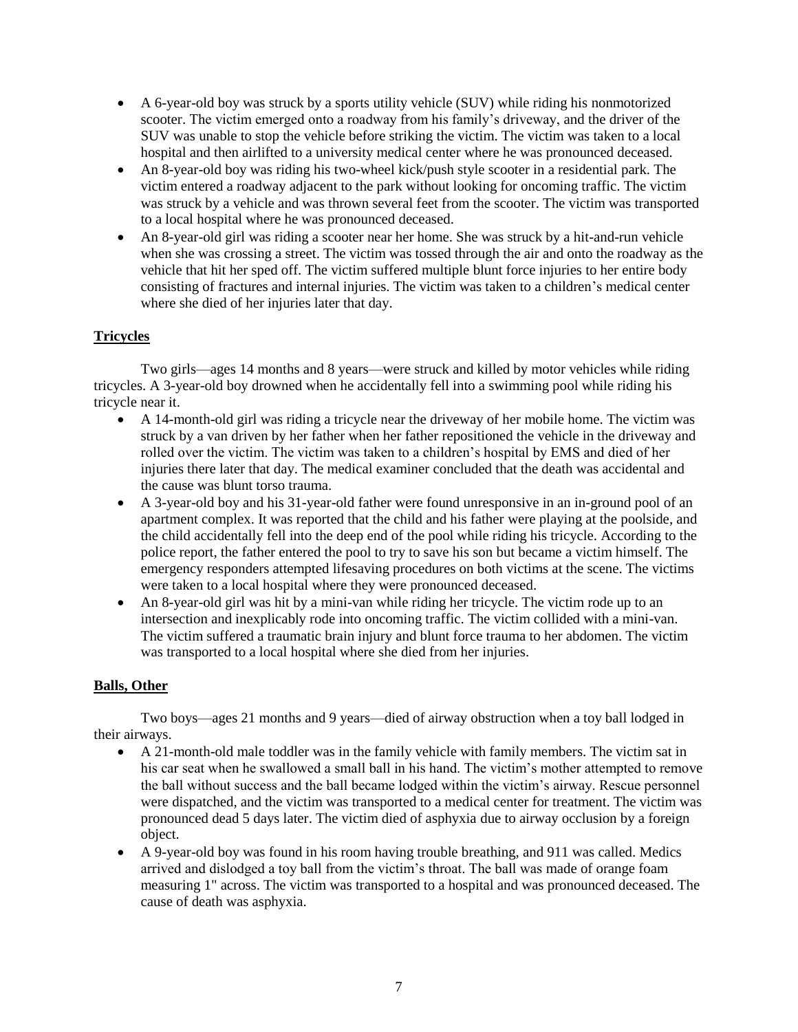- A 6-year-old boy was struck by a sports utility vehicle (SUV) while riding his nonmotorized scooter. The victim emerged onto a roadway from his family's driveway, and the driver of the SUV was unable to stop the vehicle before striking the victim. The victim was taken to a local hospital and then airlifted to a university medical center where he was pronounced deceased.
- An 8-year-old boy was riding his two-wheel kick/push style scooter in a residential park. The victim entered a roadway adjacent to the park without looking for oncoming traffic. The victim was struck by a vehicle and was thrown several feet from the scooter. The victim was transported to a local hospital where he was pronounced deceased.
- An 8-year-old girl was riding a scooter near her home. She was struck by a hit-and-run vehicle when she was crossing a street. The victim was tossed through the air and onto the roadway as the vehicle that hit her sped off. The victim suffered multiple blunt force injuries to her entire body consisting of fractures and internal injuries. The victim was taken to a children's medical center where she died of her injuries later that day.

**Tricycles**

Two girls—ages 14 months and 8 years—were struck and killed by motor vehicles while riding tricycles. A 3-year-old boy drowned when he accidentally fell into a swimming pool while riding his tricycle near it.

- A 14-month-old girl was riding a tricycle near the driveway of her mobile home. The victim was struck by a van driven by her father when her father repositioned the vehicle in the driveway and rolled over the victim. The victim was taken to a children's hospital by EMS and died of her injuries there later that day. The medical examiner concluded that the death was accidental and the cause was blunt torso trauma.
- A 3-year-old boy and his 31-year-old father were found unresponsive in an in-ground pool of an apartment complex. It was reported that the child and his father were playing at the poolside, and the child accidentally fell into the deep end of the pool while riding his tricycle. According to the police report, the father entered the pool to try to save his son but became a victim himself. The emergency responders attempted lifesaving procedures on both victims at the scene. The victims were taken to a local hospital where they were pronounced deceased.
- An 8-year-old girl was hit by a mini-van while riding her tricycle. The victim rode up to an intersection and inexplicably rode into oncoming traffic. The victim collided with a mini-van. The victim suffered a traumatic brain injury and blunt force trauma to her abdomen. The victim was transported to a local hospital where she died from her injuries.

**Balls, Other**

Two boys—ages 21 months and 9 years—died of airway obstruction when a toy ball lodged in their airways.

- A 21-month-old male toddler was in the family vehicle with family members. The victim sat in his car seat when he swallowed a small ball in his hand. The victim's mother attempted to remove the ball without success and the ball became lodged within the victim's airway. Rescue personnel were dispatched, and the victim was transported to a medical center for treatment. The victim was pronounced dead 5 days later. The victim died of asphyxia due to airway occlusion by a foreign object.
- A 9-year-old boy was found in his room having trouble breathing, and 911 was called. Medics arrived and dislodged a toy ball from the victim's throat. The ball was made of orange foam measuring 1" across. The victim was transported to a hospital and was pronounced deceased. The cause of death was asphyxia.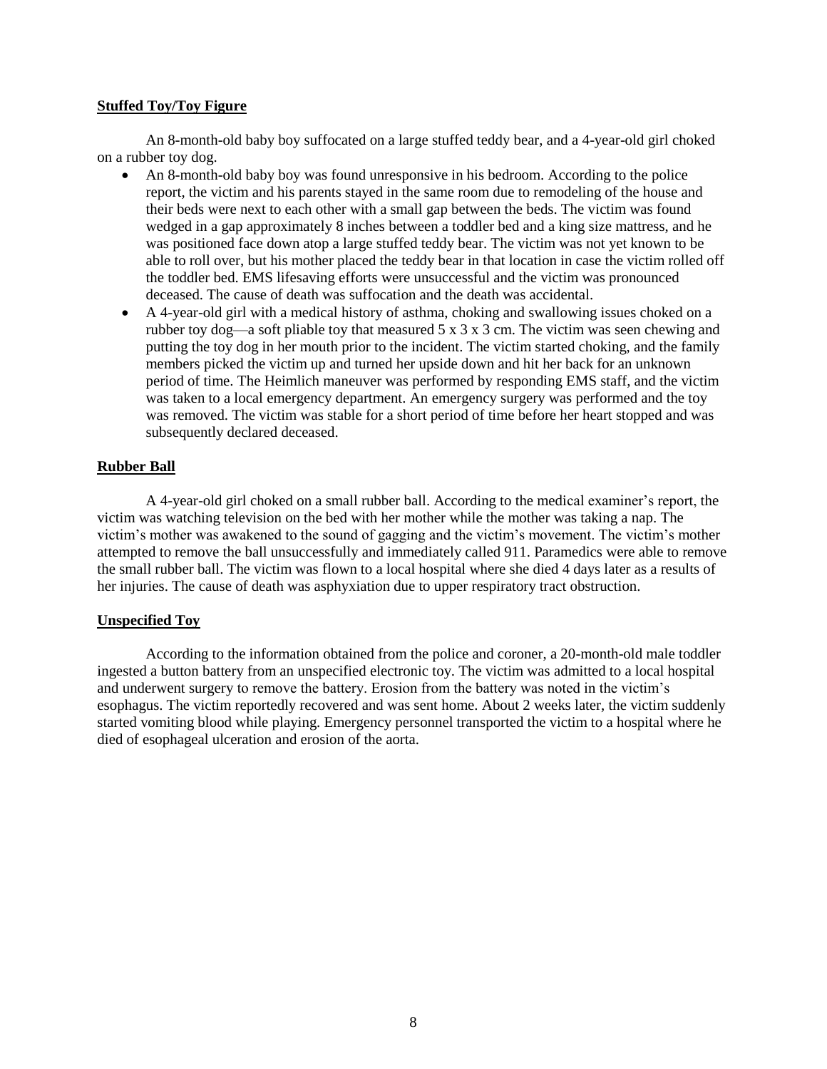**Stuffed Toy/Toy Figure**

An 8-month-old baby boy suffocated on a large stuffed teddy bear, and a 4-year-old girl choked on a rubber toy dog.

- An 8-month-old baby boy was found unresponsive in his bedroom. According to the police report, the victim and his parents stayed in the same room due to remodeling of the house and their beds were next to each other with a small gap between the beds. The victim was found wedged in a gap approximately 8 inches between a toddler bed and a king size mattress, and he was positioned face down atop a large stuffed teddy bear. The victim was not yet known to be able to roll over, but his mother placed the teddy bear in that location in case the victim rolled off the toddler bed. EMS lifesaving efforts were unsuccessful and the victim was pronounced deceased. The cause of death was suffocation and the death was accidental.
- A 4-year-old girl with a medical history of asthma, choking and swallowing issues choked on a rubber toy dog—a soft pliable toy that measured 5 x 3 x 3 cm. The victim was seen chewing and putting the toy dog in her mouth prior to the incident. The victim started choking, and the family members picked the victim up and turned her upside down and hit her back for an unknown period of time. The Heimlich maneuver was performed by responding EMS staff, and the victim was taken to a local emergency department. An emergency surgery was performed and the toy was removed. The victim was stable for a short period of time before her heart stopped and was subsequently declared deceased.

**Rubber Ball**

A 4-year-old girl choked on a small rubber ball. According to the medical examiner's report, the victim was watching television on the bed with her mother while the mother was taking a nap. The victim's mother was awakened to the sound of gagging and the victim's movement. The victim's mother attempted to remove the ball unsuccessfully and immediately called 911. Paramedics were able to remove the small rubber ball. The victim was flown to a local hospital where she died 4 days later as a results of her injuries. The cause of death was asphyxiation due to upper respiratory tract obstruction.

**Unspecified Toy**

According to the information obtained from the police and coroner, a 20-month-old male toddler ingested a button battery from an unspecified electronic toy. The victim was admitted to a local hospital and underwent surgery to remove the battery. Erosion from the battery was noted in the victim's esophagus. The victim reportedly recovered and was sent home. About 2 weeks later, the victim suddenly started vomiting blood while playing. Emergency personnel transported the victim to a hospital where he died of esophageal ulceration and erosion of the aorta.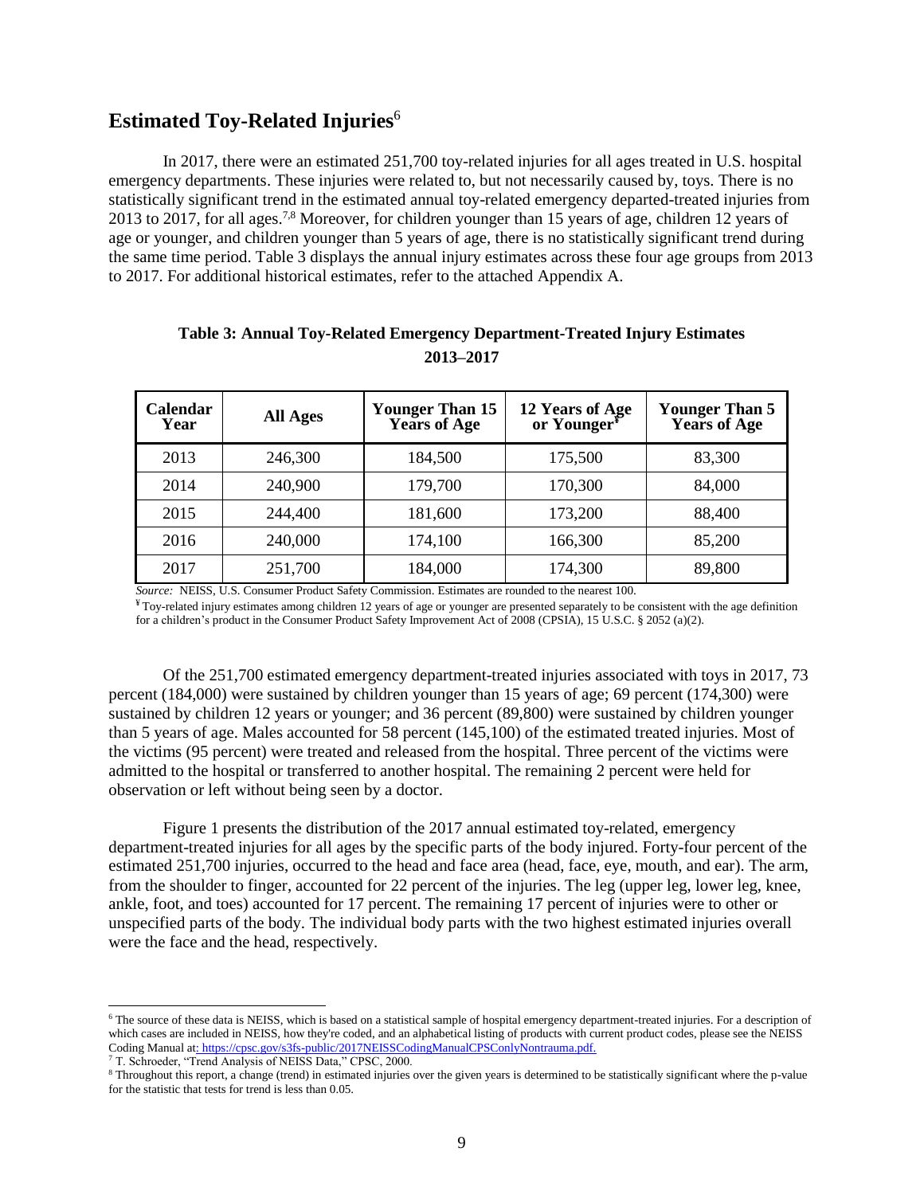## Estimated Toy-Related Injuries[6]

In 2017, there were an estimated 251,700 toy-related injuries for all ages treated in U.S. hospital emergency departments. These injuries were related to, but not necessarily caused by, toys. There is no statistically significant trend in the estimated annual toy-related emergency departed-treated injuries from 2013 to 2017, for all ages.[7,8] Moreover, for children younger than 15 years of age, children 12 years of age or younger, and children younger than 5 years of age, there is no statistically significant trend during the same time period. Table 3 displays the annual injury estimates across these four age groups from 2013 to 2017. For additional historical estimates, refer to the attached Appendix A.

**Table 3: Annual Toy-Related Emergency Department-Treated Injury Estimates 2013–2017**

| Calendar Year | All Ages | Younger Than 15 Years of Age | 12 Years of Age or Younger[¥] | Younger Than 5 Years of Age |
|---|---|---|---|---|
| 2013 | 246,300 | 184,500 | 175,500 | 83,300 |
| 2014 | 240,900 | 179,700 | 170,300 | 84,000 |
| 2015 | 244,400 | 181,600 | 173,200 | 88,400 |
| 2016 | 240,000 | 174,100 | 166,300 | 85,200 |
| 2017 | 251,700 | 184,000 | 174,300 | 89,800 |

*Source:* NEISS, U.S. Consumer Product Safety Commission. Estimates are rounded to the nearest 100.

[¥] Toy-related injury estimates among children 12 years of age or younger are presented separately to be consistent with the age definition for a children's product in the Consumer Product Safety Improvement Act of 2008 (CPSIA), 15 U.S.C. § 2052 (a)(2).

Of the 251,700 estimated emergency department-treated injuries associated with toys in 2017, 73 percent (184,000) were sustained by children younger than 15 years of age; 69 percent (174,300) were sustained by children 12 years or younger; and 36 percent (89,800) were sustained by children younger than 5 years of age. Males accounted for 58 percent (145,100) of the estimated treated injuries. Most of the victims (95 percent) were treated and released from the hospital. Three percent of the victims were admitted to the hospital or transferred to another hospital. The remaining 2 percent were held for observation or left without being seen by a doctor.

Figure 1 presents the distribution of the 2017 annual estimated toy-related, emergency department-treated injuries for all ages by the specific parts of the body injured. Forty-four percent of the estimated 251,700 injuries, occurred to the head and face area (head, face, eye, mouth, and ear). The arm, from the shoulder to finger, accounted for 22 percent of the injuries. The leg (upper leg, lower leg, knee, ankle, foot, and toes) accounted for 17 percent. The remaining 17 percent of injuries were to other or unspecified parts of the body. The individual body parts with the two highest estimated injuries overall were the face and the head, respectively.

---

[6] The source of these data is NEISS, which is based on a statistical sample of hospital emergency department-treated injuries. For a description of which cases are included in NEISS, how they're coded, and an alphabetical listing of products with current product codes, please see the NEISS Coding Manual at: https://cpsc.gov/s3fs-public/2017NEISSCodingManualCPSConlyNontrauma.pdf.

[7] T. Schroeder, "Trend Analysis of NEISS Data," CPSC, 2000.

[8] Throughout this report, a change (trend) in estimated injuries over the given years is determined to be statistically significant where the p-value for the statistic that tests for trend is less than 0.05.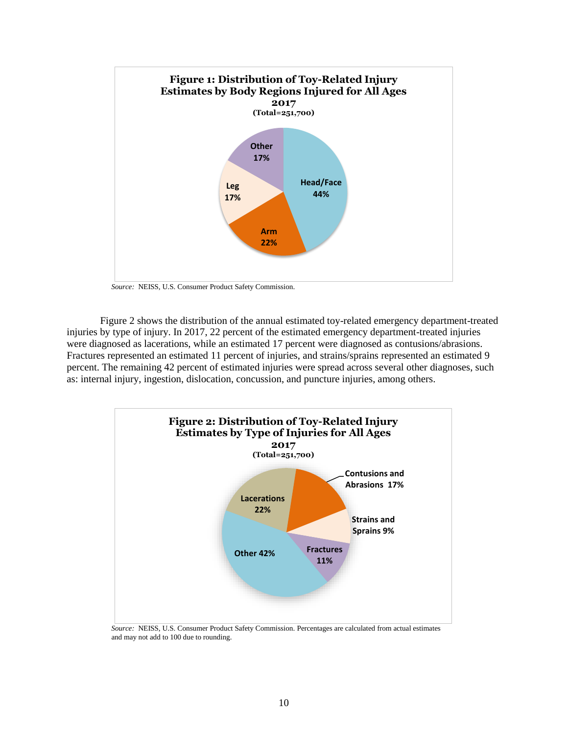**Figure 1: Distribution of Toy-Related Injury Estimates by Body Regions Injured for All Ages 2017 (Total=251,700)**

| Body Region | Percent |
| --- | --- |
| Head/Face | 44% |
| Arm | 22% |
| Leg | 17% |
| Other | 17% |

*Source:* NEISS, U.S. Consumer Product Safety Commission.

Figure 2 shows the distribution of the annual estimated toy-related emergency department-treated injuries by type of injury. In 2017, 22 percent of the estimated emergency department-treated injuries were diagnosed as lacerations, while an estimated 17 percent were diagnosed as contusions/abrasions. Fractures represented an estimated 11 percent of injuries, and strains/sprains represented an estimated 9 percent. The remaining 42 percent of estimated injuries were spread across several other diagnoses, such as: internal injury, ingestion, dislocation, concussion, and puncture injuries, among others.

**Figure 2: Distribution of Toy-Related Injury Estimates by Type of Injuries for All Ages 2017 (Total=251,700)**

| Type of Injury | Percent |
| --- | --- |
| Lacerations | 22% |
| Contusions and Abrasions | 17% |
| Strains and Sprains | 9% |
| Fractures | 11% |
| Other | 42% |

*Source:* NEISS, U.S. Consumer Product Safety Commission. Percentages are calculated from actual estimates and may not add to 100 due to rounding.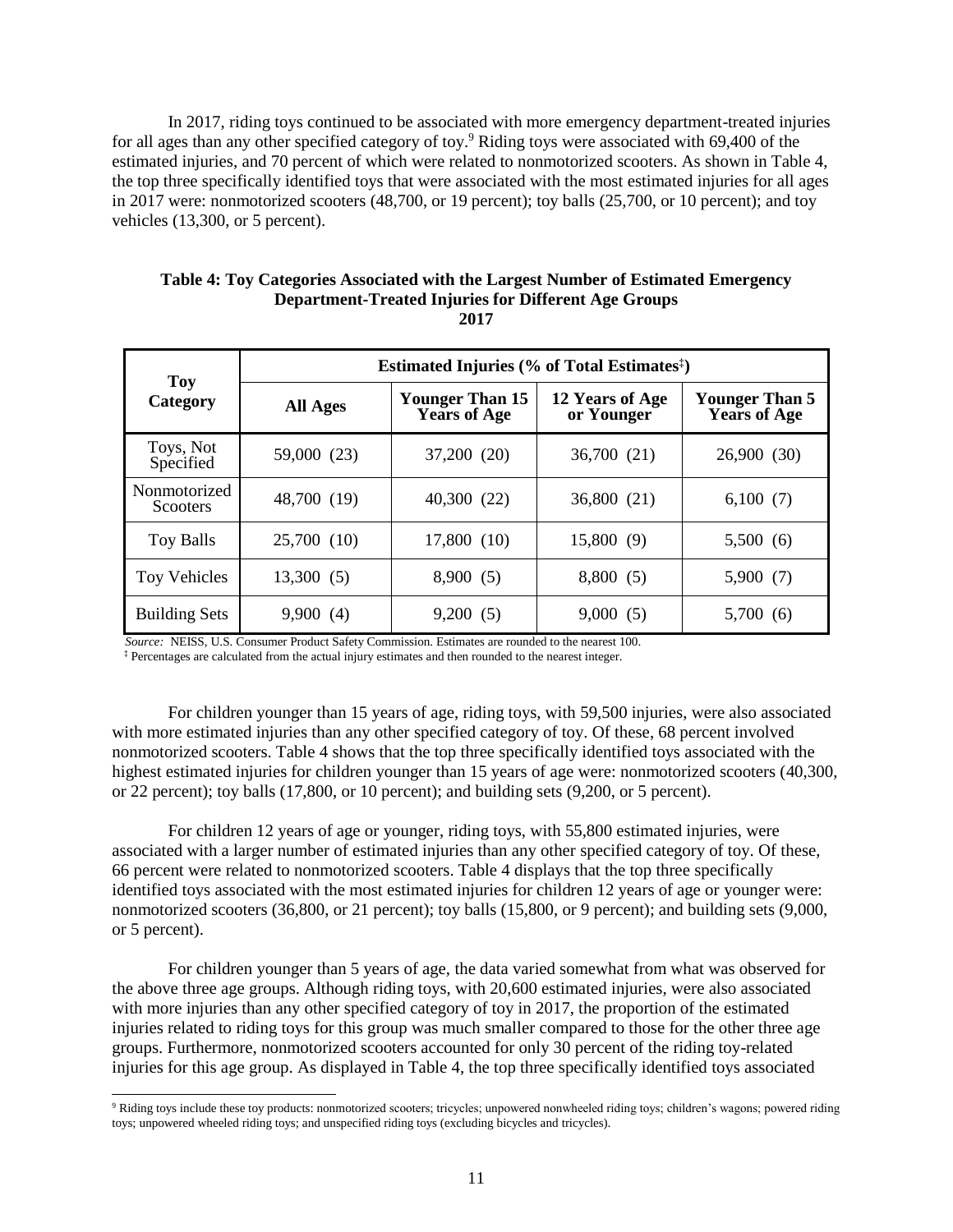In 2017, riding toys continued to be associated with more emergency department-treated injuries for all ages than any other specified category of toy.[9] Riding toys were associated with 69,400 of the estimated injuries, and 70 percent of which were related to nonmotorized scooters. As shown in Table 4, the top three specifically identified toys that were associated with the most estimated injuries for all ages in 2017 were: nonmotorized scooters (48,700, or 19 percent); toy balls (25,700, or 10 percent); and toy vehicles (13,300, or 5 percent).

**Table 4: Toy Categories Associated with the Largest Number of Estimated Emergency Department-Treated Injuries for Different Age Groups**
**2017**

| Toy Category | Estimated Injuries (% of Total Estimates‡) | | | |
|---|---|---|---|---|
| | **All Ages** | **Younger Than 15 Years of Age** | **12 Years of Age or Younger** | **Younger Than 5 Years of Age** |
| Toys, Not Specified | 59,000 (23) | 37,200 (20) | 36,700 (21) | 26,900 (30) |
| Nonmotorized Scooters | 48,700 (19) | 40,300 (22) | 36,800 (21) | 6,100 (7) |
| Toy Balls | 25,700 (10) | 17,800 (10) | 15,800 (9) | 5,500 (6) |
| Toy Vehicles | 13,300 (5) | 8,900 (5) | 8,800 (5) | 5,900 (7) |
| Building Sets | 9,900 (4) | 9,200 (5) | 9,000 (5) | 5,700 (6) |

*Source:* NEISS, U.S. Consumer Product Safety Commission. Estimates are rounded to the nearest 100.
‡ Percentages are calculated from the actual injury estimates and then rounded to the nearest integer.

For children younger than 15 years of age, riding toys, with 59,500 injuries, were also associated with more estimated injuries than any other specified category of toy. Of these, 68 percent involved nonmotorized scooters. Table 4 shows that the top three specifically identified toys associated with the highest estimated injuries for children younger than 15 years of age were: nonmotorized scooters (40,300, or 22 percent); toy balls (17,800, or 10 percent); and building sets (9,200, or 5 percent).

For children 12 years of age or younger, riding toys, with 55,800 estimated injuries, were associated with a larger number of estimated injuries than any other specified category of toy. Of these, 66 percent were related to nonmotorized scooters. Table 4 displays that the top three specifically identified toys associated with the most estimated injuries for children 12 years of age or younger were: nonmotorized scooters (36,800, or 21 percent); toy balls (15,800, or 9 percent); and building sets (9,000, or 5 percent).

For children younger than 5 years of age, the data varied somewhat from what was observed for the above three age groups. Although riding toys, with 20,600 estimated injuries, were also associated with more injuries than any other specified category of toy in 2017, the proportion of the estimated injuries related to riding toys for this group was much smaller compared to those for the other three age groups. Furthermore, nonmotorized scooters accounted for only 30 percent of the riding toy-related injuries for this age group. As displayed in Table 4, the top three specifically identified toys associated

[9] Riding toys include these toy products: nonmotorized scooters; tricycles; unpowered nonwheeled riding toys; children's wagons; powered riding toys; unpowered wheeled riding toys; and unspecified riding toys (excluding bicycles and tricycles).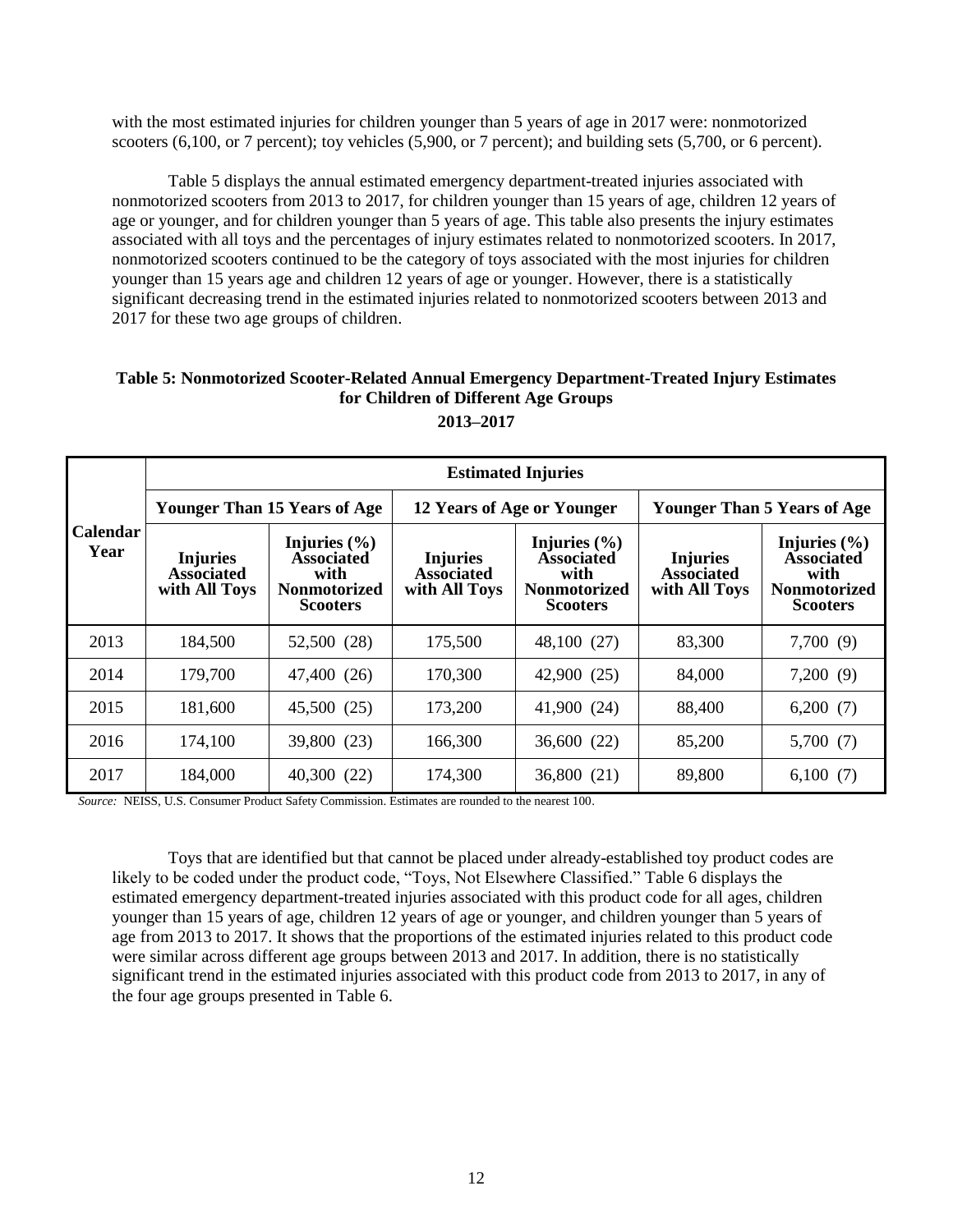with the most estimated injuries for children younger than 5 years of age in 2017 were: nonmotorized scooters (6,100, or 7 percent); toy vehicles (5,900, or 7 percent); and building sets (5,700, or 6 percent).

Table 5 displays the annual estimated emergency department-treated injuries associated with nonmotorized scooters from 2013 to 2017, for children younger than 15 years of age, children 12 years of age or younger, and for children younger than 5 years of age. This table also presents the injury estimates associated with all toys and the percentages of injury estimates related to nonmotorized scooters. In 2017, nonmotorized scooters continued to be the category of toys associated with the most injuries for children younger than 15 years age and children 12 years of age or younger. However, there is a statistically significant decreasing trend in the estimated injuries related to nonmotorized scooters between 2013 and 2017 for these two age groups of children.

**Table 5: Nonmotorized Scooter-Related Annual Emergency Department-Treated Injury Estimates for Children of Different Age Groups**

**2013–2017**

| Calendar Year | Estimated Injuries | | | | | |
|---|---|---|---|---|---|---|
| | Younger Than 15 Years of Age | | 12 Years of Age or Younger | | Younger Than 5 Years of Age | |
| | Injuries Associated with All Toys | Injuries (%) Associated with Nonmotorized Scooters | Injuries Associated with All Toys | Injuries (%) Associated with Nonmotorized Scooters | Injuries Associated with All Toys | Injuries (%) Associated with Nonmotorized Scooters |
| 2013 | 184,500 | 52,500 (28) | 175,500 | 48,100 (27) | 83,300 | 7,700 (9) |
| 2014 | 179,700 | 47,400 (26) | 170,300 | 42,900 (25) | 84,000 | 7,200 (9) |
| 2015 | 181,600 | 45,500 (25) | 173,200 | 41,900 (24) | 88,400 | 6,200 (7) |
| 2016 | 174,100 | 39,800 (23) | 166,300 | 36,600 (22) | 85,200 | 5,700 (7) |
| 2017 | 184,000 | 40,300 (22) | 174,300 | 36,800 (21) | 89,800 | 6,100 (7) |

*Source:* NEISS, U.S. Consumer Product Safety Commission. Estimates are rounded to the nearest 100.

Toys that are identified but that cannot be placed under already-established toy product codes are likely to be coded under the product code, "Toys, Not Elsewhere Classified." Table 6 displays the estimated emergency department-treated injuries associated with this product code for all ages, children younger than 15 years of age, children 12 years of age or younger, and children younger than 5 years of age from 2013 to 2017. It shows that the proportions of the estimated injuries related to this product code were similar across different age groups between 2013 and 2017. In addition, there is no statistically significant trend in the estimated injuries associated with this product code from 2013 to 2017, in any of the four age groups presented in Table 6.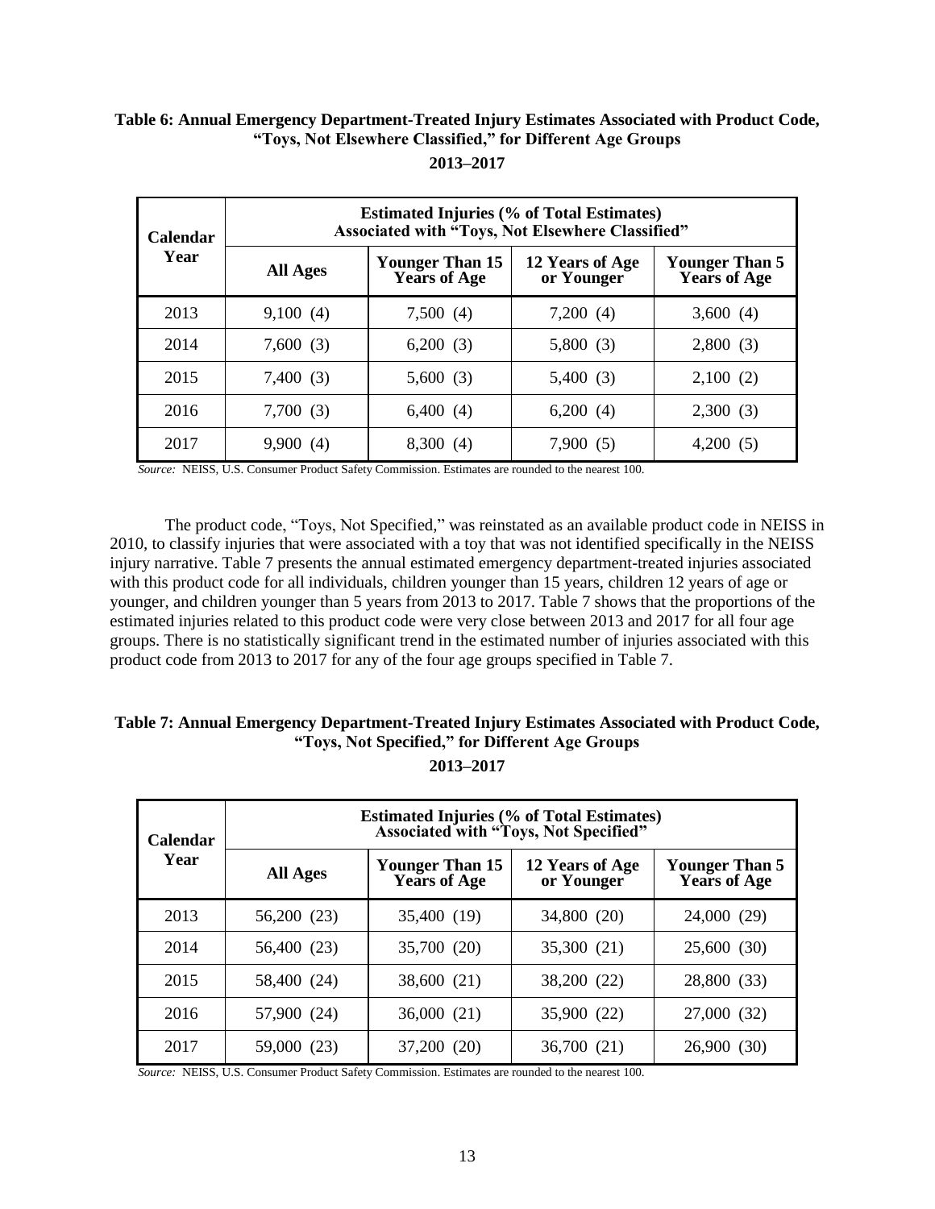**Table 6: Annual Emergency Department-Treated Injury Estimates Associated with Product Code, "Toys, Not Elsewhere Classified," for Different Age Groups**

**2013–2017**

| Calendar Year | Estimated Injuries (% of Total Estimates) Associated with "Toys, Not Elsewhere Classified" | | | |
|---|---|---|---|---|
| | All Ages | Younger Than 15 Years of Age | 12 Years of Age or Younger | Younger Than 5 Years of Age |
| 2013 | 9,100 (4) | 7,500 (4) | 7,200 (4) | 3,600 (4) |
| 2014 | 7,600 (3) | 6,200 (3) | 5,800 (3) | 2,800 (3) |
| 2015 | 7,400 (3) | 5,600 (3) | 5,400 (3) | 2,100 (2) |
| 2016 | 7,700 (3) | 6,400 (4) | 6,200 (4) | 2,300 (3) |
| 2017 | 9,900 (4) | 8,300 (4) | 7,900 (5) | 4,200 (5) |

*Source:* NEISS, U.S. Consumer Product Safety Commission. Estimates are rounded to the nearest 100.

The product code, "Toys, Not Specified," was reinstated as an available product code in NEISS in 2010, to classify injuries that were associated with a toy that was not identified specifically in the NEISS injury narrative. Table 7 presents the annual estimated emergency department-treated injuries associated with this product code for all individuals, children younger than 15 years, children 12 years of age or younger, and children younger than 5 years from 2013 to 2017. Table 7 shows that the proportions of the estimated injuries related to this product code were very close between 2013 and 2017 for all four age groups. There is no statistically significant trend in the estimated number of injuries associated with this product code from 2013 to 2017 for any of the four age groups specified in Table 7.

**Table 7: Annual Emergency Department-Treated Injury Estimates Associated with Product Code, "Toys, Not Specified," for Different Age Groups**

**2013–2017**

| Calendar Year | Estimated Injuries (% of Total Estimates) Associated with "Toys, Not Specified" | | | |
|---|---|---|---|---|
| | All Ages | Younger Than 15 Years of Age | 12 Years of Age or Younger | Younger Than 5 Years of Age |
| 2013 | 56,200 (23) | 35,400 (19) | 34,800 (20) | 24,000 (29) |
| 2014 | 56,400 (23) | 35,700 (20) | 35,300 (21) | 25,600 (30) |
| 2015 | 58,400 (24) | 38,600 (21) | 38,200 (22) | 28,800 (33) |
| 2016 | 57,900 (24) | 36,000 (21) | 35,900 (22) | 27,000 (32) |
| 2017 | 59,000 (23) | 37,200 (20) | 36,700 (21) | 26,900 (30) |

*Source:* NEISS, U.S. Consumer Product Safety Commission. Estimates are rounded to the nearest 100.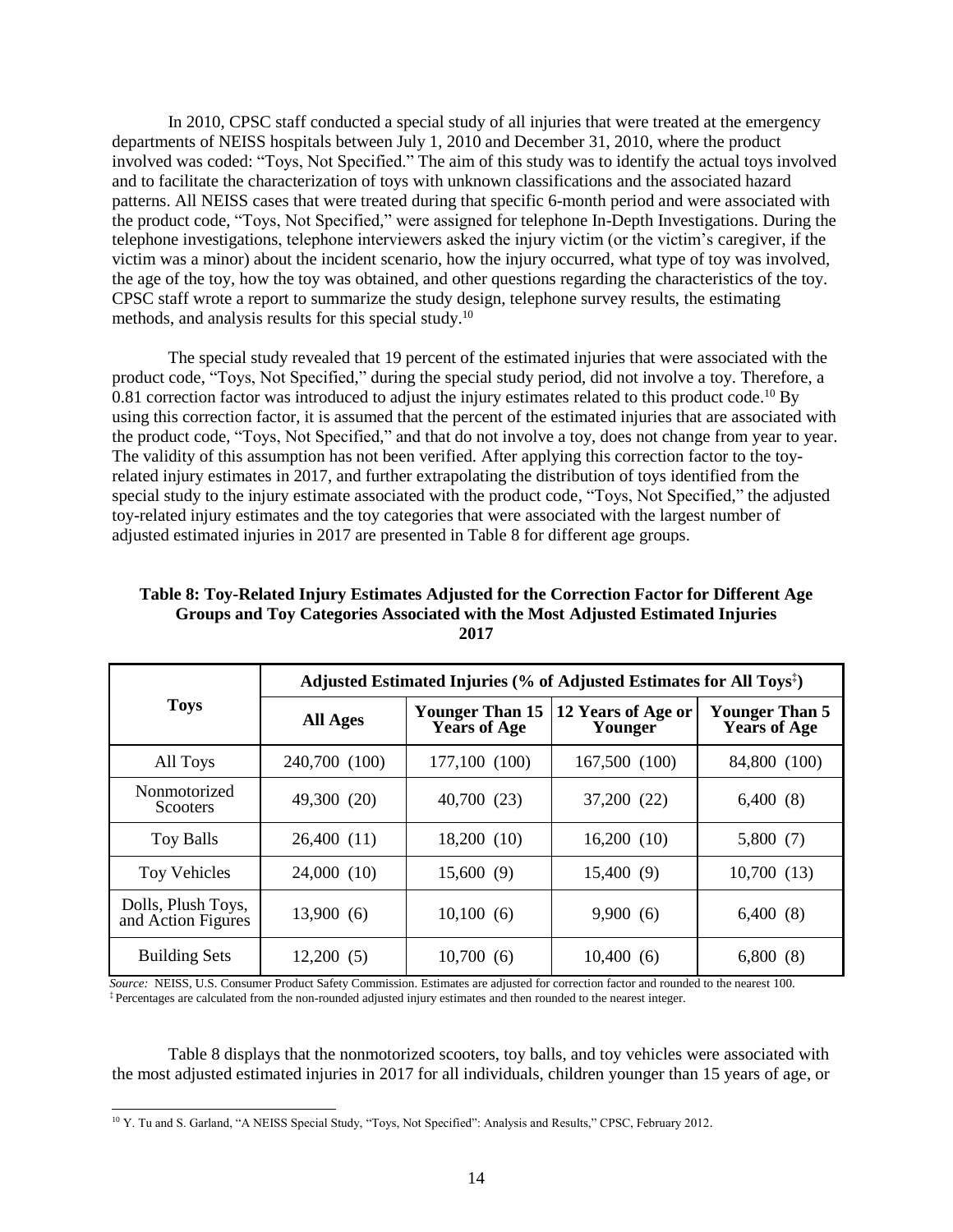In 2010, CPSC staff conducted a special study of all injuries that were treated at the emergency departments of NEISS hospitals between July 1, 2010 and December 31, 2010, where the product involved was coded: "Toys, Not Specified." The aim of this study was to identify the actual toys involved and to facilitate the characterization of toys with unknown classifications and the associated hazard patterns. All NEISS cases that were treated during that specific 6-month period and were associated with the product code, "Toys, Not Specified," were assigned for telephone In-Depth Investigations. During the telephone investigations, telephone interviewers asked the injury victim (or the victim's caregiver, if the victim was a minor) about the incident scenario, how the injury occurred, what type of toy was involved, the age of the toy, how the toy was obtained, and other questions regarding the characteristics of the toy. CPSC staff wrote a report to summarize the study design, telephone survey results, the estimating methods, and analysis results for this special study.[10]

The special study revealed that 19 percent of the estimated injuries that were associated with the product code, "Toys, Not Specified," during the special study period, did not involve a toy. Therefore, a 0.81 correction factor was introduced to adjust the injury estimates related to this product code.[10] By using this correction factor, it is assumed that the percent of the estimated injuries that are associated with the product code, "Toys, Not Specified," and that do not involve a toy, does not change from year to year. The validity of this assumption has not been verified. After applying this correction factor to the toy-related injury estimates in 2017, and further extrapolating the distribution of toys identified from the special study to the injury estimate associated with the product code, "Toys, Not Specified," the adjusted toy-related injury estimates and the toy categories that were associated with the largest number of adjusted estimated injuries in 2017 are presented in Table 8 for different age groups.

**Table 8: Toy-Related Injury Estimates Adjusted for the Correction Factor for Different Age Groups and Toy Categories Associated with the Most Adjusted Estimated Injuries 2017**

| Toys | Adjusted Estimated Injuries (% of Adjusted Estimates for All Toys‡) | | | |
|---|---|---|---|---|
| | All Ages | Younger Than 15 Years of Age | 12 Years of Age or Younger | Younger Than 5 Years of Age |
| All Toys | 240,700 (100) | 177,100 (100) | 167,500 (100) | 84,800 (100) |
| Nonmotorized Scooters | 49,300 (20) | 40,700 (23) | 37,200 (22) | 6,400 (8) |
| Toy Balls | 26,400 (11) | 18,200 (10) | 16,200 (10) | 5,800 (7) |
| Toy Vehicles | 24,000 (10) | 15,600 (9) | 15,400 (9) | 10,700 (13) |
| Dolls, Plush Toys, and Action Figures | 13,900 (6) | 10,100 (6) | 9,900 (6) | 6,400 (8) |
| Building Sets | 12,200 (5) | 10,700 (6) | 10,400 (6) | 6,800 (8) |

*Source:* NEISS, U.S. Consumer Product Safety Commission. Estimates are adjusted for correction factor and rounded to the nearest 100.
‡ Percentages are calculated from the non-rounded adjusted injury estimates and then rounded to the nearest integer.

Table 8 displays that the nonmotorized scooters, toy balls, and toy vehicles were associated with the most adjusted estimated injuries in 2017 for all individuals, children younger than 15 years of age, or

[10] Y. Tu and S. Garland, "A NEISS Special Study, "Toys, Not Specified": Analysis and Results," CPSC, February 2012.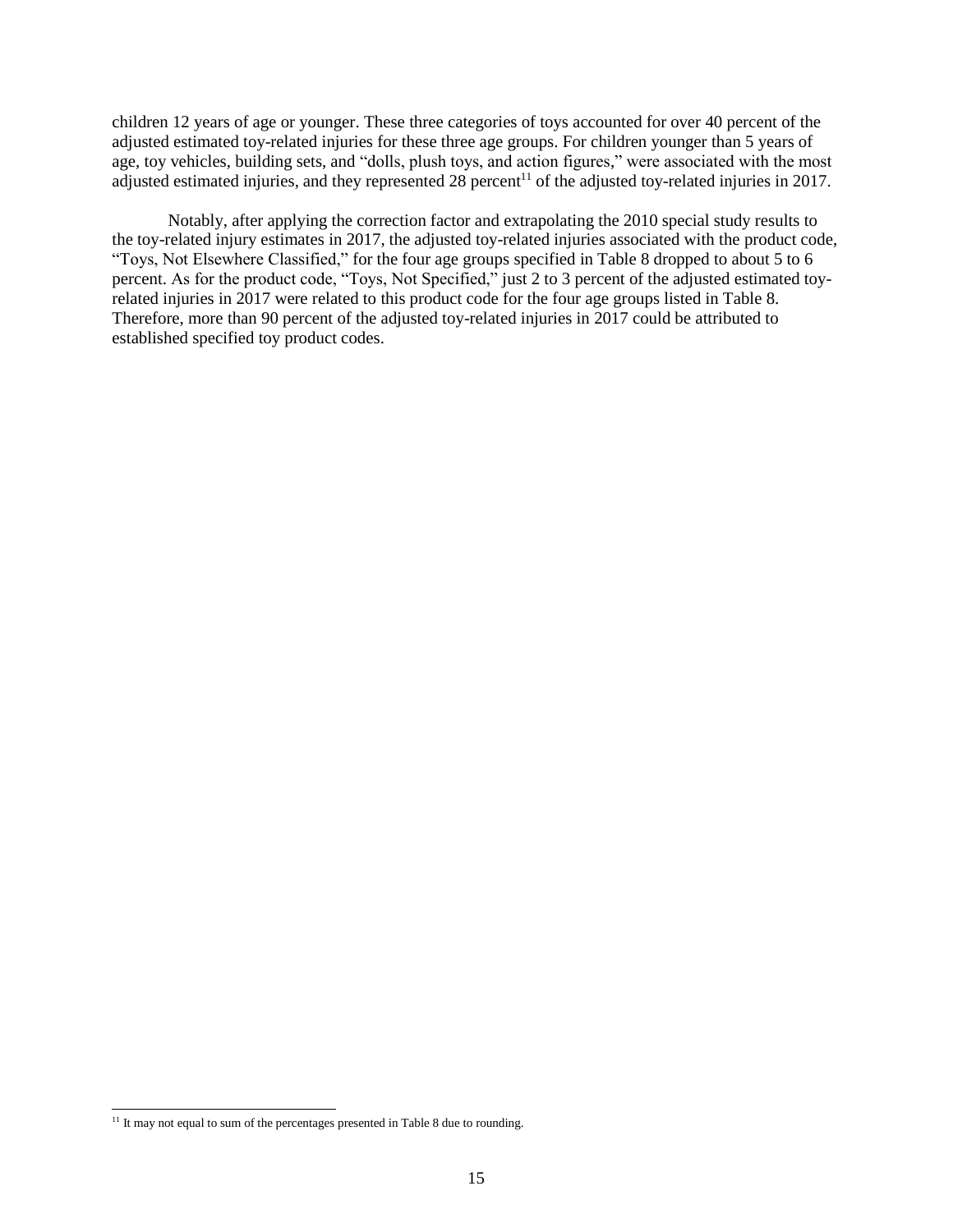children 12 years of age or younger. These three categories of toys accounted for over 40 percent of the adjusted estimated toy-related injuries for these three age groups. For children younger than 5 years of age, toy vehicles, building sets, and "dolls, plush toys, and action figures," were associated with the most adjusted estimated injuries, and they represented 28 percent[11] of the adjusted toy-related injuries in 2017.

Notably, after applying the correction factor and extrapolating the 2010 special study results to the toy-related injury estimates in 2017, the adjusted toy-related injuries associated with the product code, "Toys, Not Elsewhere Classified," for the four age groups specified in Table 8 dropped to about 5 to 6 percent. As for the product code, "Toys, Not Specified," just 2 to 3 percent of the adjusted estimated toy-related injuries in 2017 were related to this product code for the four age groups listed in Table 8. Therefore, more than 90 percent of the adjusted toy-related injuries in 2017 could be attributed to established specified toy product codes.

[11] It may not equal to sum of the percentages presented in Table 8 due to rounding.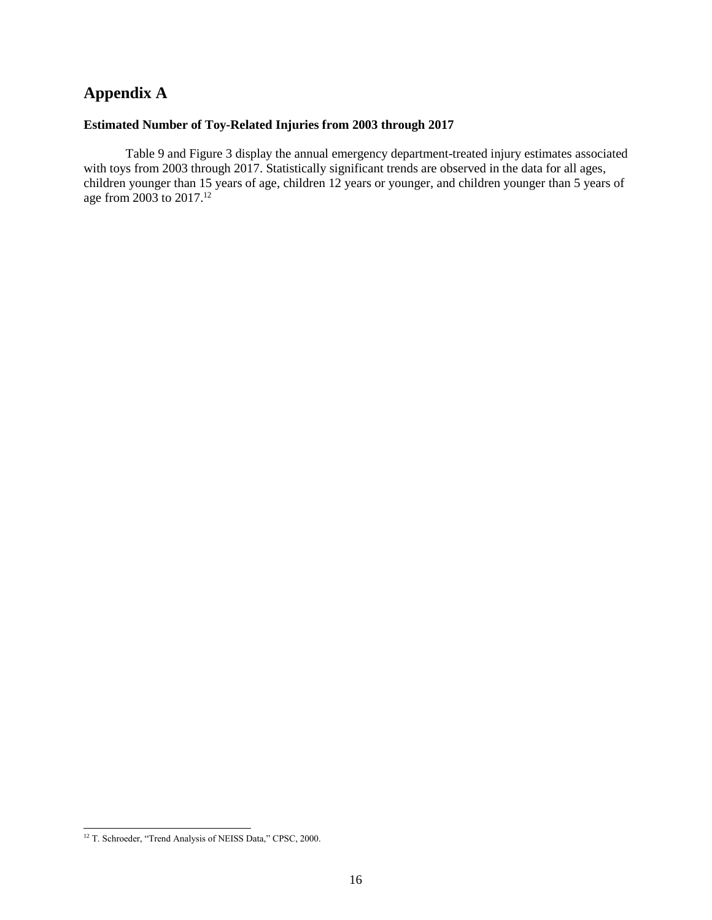# Appendix A

**Estimated Number of Toy-Related Injuries from 2003 through 2017**

Table 9 and Figure 3 display the annual emergency department-treated injury estimates associated with toys from 2003 through 2017. Statistically significant trends are observed in the data for all ages, children younger than 15 years of age, children 12 years or younger, and children younger than 5 years of age from 2003 to 2017.[12]

[12] T. Schroeder, "Trend Analysis of NEISS Data," CPSC, 2000.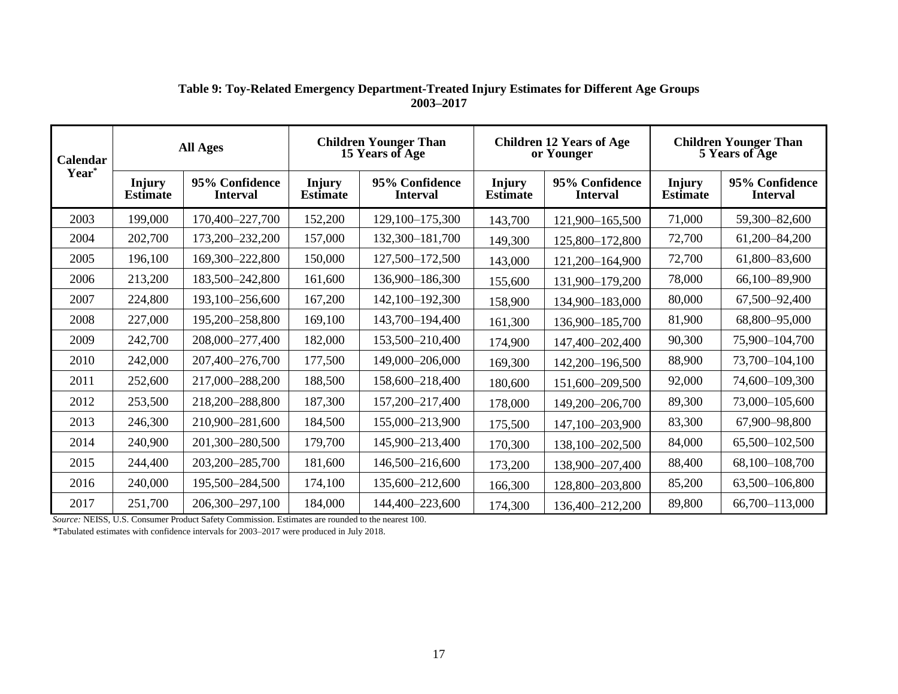**Table 9: Toy-Related Emergency Department-Treated Injury Estimates for Different Age Groups 2003–2017**

| Calendar Year* | All Ages | | Children Younger Than 15 Years of Age | | Children 12 Years of Age or Younger | | Children Younger Than 5 Years of Age | |
|---|---|---|---|---|---|---|---|---|
| | Injury Estimate | 95% Confidence Interval | Injury Estimate | 95% Confidence Interval | Injury Estimate | 95% Confidence Interval | Injury Estimate | 95% Confidence Interval |
| 2003 | 199,000 | 170,400–227,700 | 152,200 | 129,100–175,300 | 143,700 | 121,900–165,500 | 71,000 | 59,300–82,600 |
| 2004 | 202,700 | 173,200–232,200 | 157,000 | 132,300–181,700 | 149,300 | 125,800–172,800 | 72,700 | 61,200–84,200 |
| 2005 | 196,100 | 169,300–222,800 | 150,000 | 127,500–172,500 | 143,000 | 121,200–164,900 | 72,700 | 61,800–83,600 |
| 2006 | 213,200 | 183,500–242,800 | 161,600 | 136,900–186,300 | 155,600 | 131,900–179,200 | 78,000 | 66,100–89,900 |
| 2007 | 224,800 | 193,100–256,600 | 167,200 | 142,100–192,300 | 158,900 | 134,900–183,000 | 80,000 | 67,500–92,400 |
| 2008 | 227,000 | 195,200–258,800 | 169,100 | 143,700–194,400 | 161,300 | 136,900–185,700 | 81,900 | 68,800–95,000 |
| 2009 | 242,700 | 208,000–277,400 | 182,000 | 153,500–210,400 | 174,900 | 147,400–202,400 | 90,300 | 75,900–104,700 |
| 2010 | 242,000 | 207,400–276,700 | 177,500 | 149,000–206,000 | 169,300 | 142,200–196,500 | 88,900 | 73,700–104,100 |
| 2011 | 252,600 | 217,000–288,200 | 188,500 | 158,600–218,400 | 180,600 | 151,600–209,500 | 92,000 | 74,600–109,300 |
| 2012 | 253,500 | 218,200–288,800 | 187,300 | 157,200–217,400 | 178,000 | 149,200–206,700 | 89,300 | 73,000–105,600 |
| 2013 | 246,300 | 210,900–281,600 | 184,500 | 155,000–213,900 | 175,500 | 147,100–203,900 | 83,300 | 67,900–98,800 |
| 2014 | 240,900 | 201,300–280,500 | 179,700 | 145,900–213,400 | 170,300 | 138,100–202,500 | 84,000 | 65,500–102,500 |
| 2015 | 244,400 | 203,200–285,700 | 181,600 | 146,500–216,600 | 173,200 | 138,900–207,400 | 88,400 | 68,100–108,700 |
| 2016 | 240,000 | 195,500–284,500 | 174,100 | 135,600–212,600 | 166,300 | 128,800–203,800 | 85,200 | 63,500–106,800 |
| 2017 | 251,700 | 206,300–297,100 | 184,000 | 144,400–223,600 | 174,300 | 136,400–212,200 | 89,800 | 66,700–113,000 |

*Source:* NEISS, U.S. Consumer Product Safety Commission. Estimates are rounded to the nearest 100.

*Tabulated estimates with confidence intervals for 2003–2017 were produced in July 2018.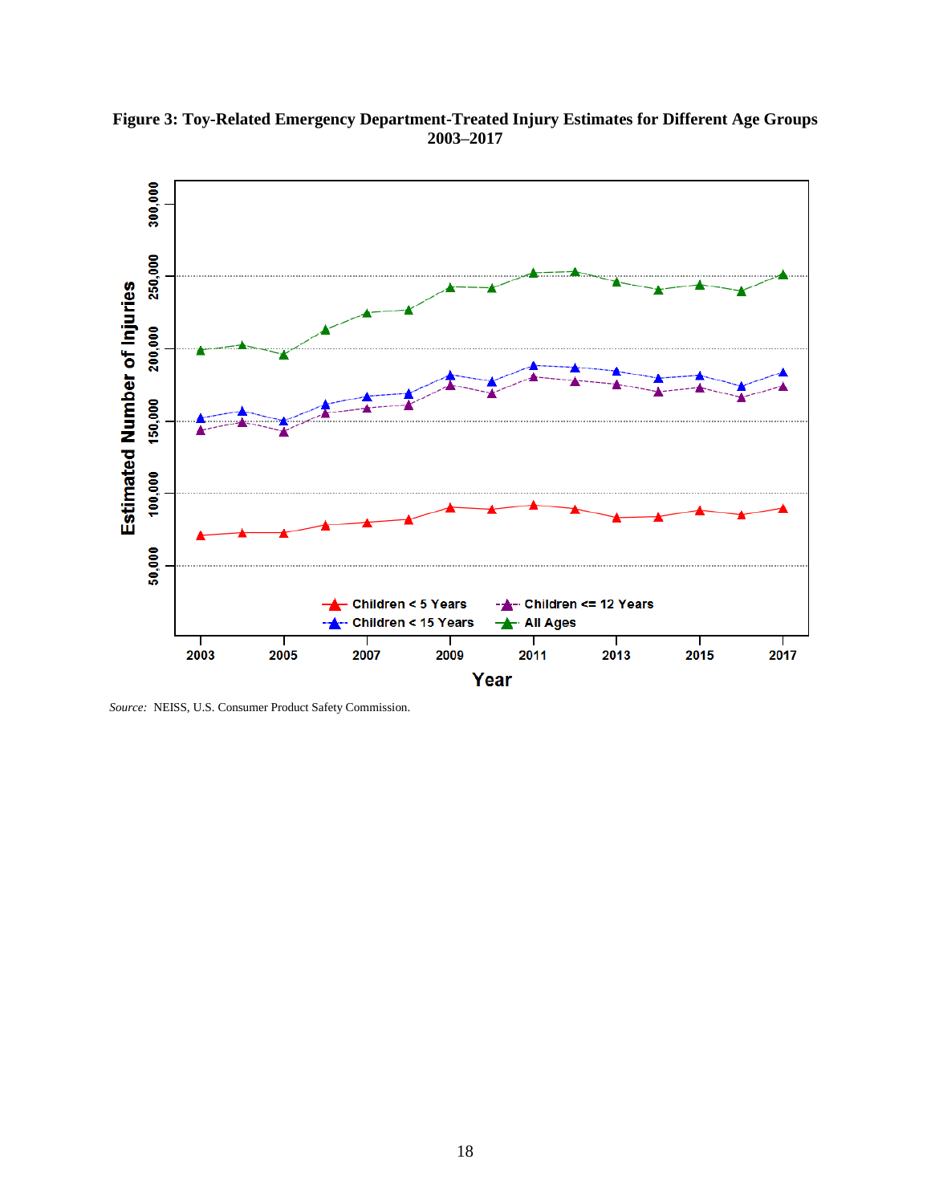**Figure 3: Toy-Related Emergency Department-Treated Injury Estimates for Different Age Groups 2003–2017**

*Source:* NEISS, U.S. Consumer Product Safety Commission.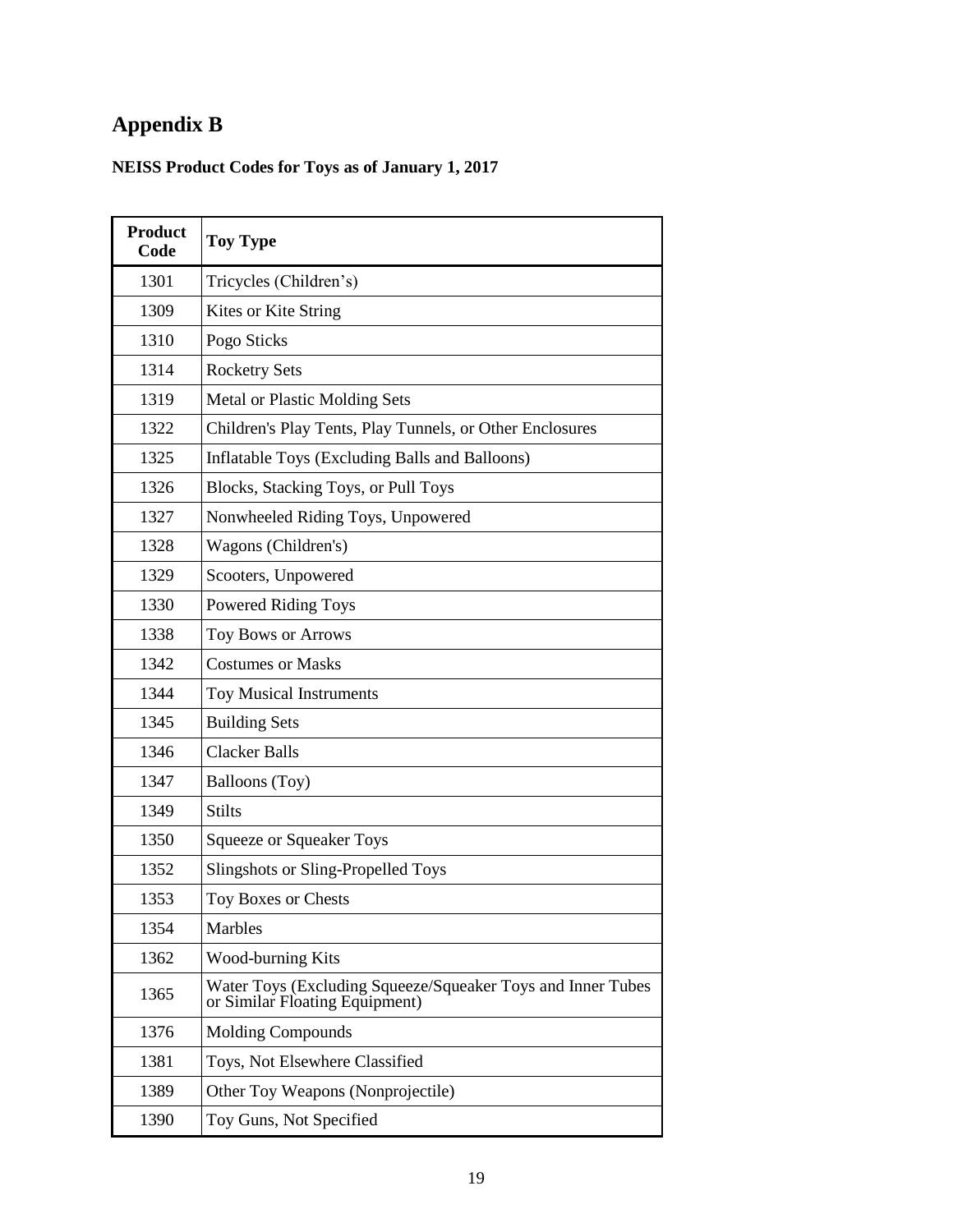# Appendix B

**NEISS Product Codes for Toys as of January 1, 2017**

| Product Code | Toy Type |
|---|---|
| 1301 | Tricycles (Children's) |
| 1309 | Kites or Kite String |
| 1310 | Pogo Sticks |
| 1314 | Rocketry Sets |
| 1319 | Metal or Plastic Molding Sets |
| 1322 | Children's Play Tents, Play Tunnels, or Other Enclosures |
| 1325 | Inflatable Toys (Excluding Balls and Balloons) |
| 1326 | Blocks, Stacking Toys, or Pull Toys |
| 1327 | Nonwheeled Riding Toys, Unpowered |
| 1328 | Wagons (Children's) |
| 1329 | Scooters, Unpowered |
| 1330 | Powered Riding Toys |
| 1338 | Toy Bows or Arrows |
| 1342 | Costumes or Masks |
| 1344 | Toy Musical Instruments |
| 1345 | Building Sets |
| 1346 | Clacker Balls |
| 1347 | Balloons (Toy) |
| 1349 | Stilts |
| 1350 | Squeeze or Squeaker Toys |
| 1352 | Slingshots or Sling-Propelled Toys |
| 1353 | Toy Boxes or Chests |
| 1354 | Marbles |
| 1362 | Wood-burning Kits |
| 1365 | Water Toys (Excluding Squeeze/Squeaker Toys and Inner Tubes or Similar Floating Equipment) |
| 1376 | Molding Compounds |
| 1381 | Toys, Not Elsewhere Classified |
| 1389 | Other Toy Weapons (Nonprojectile) |
| 1390 | Toy Guns, Not Specified |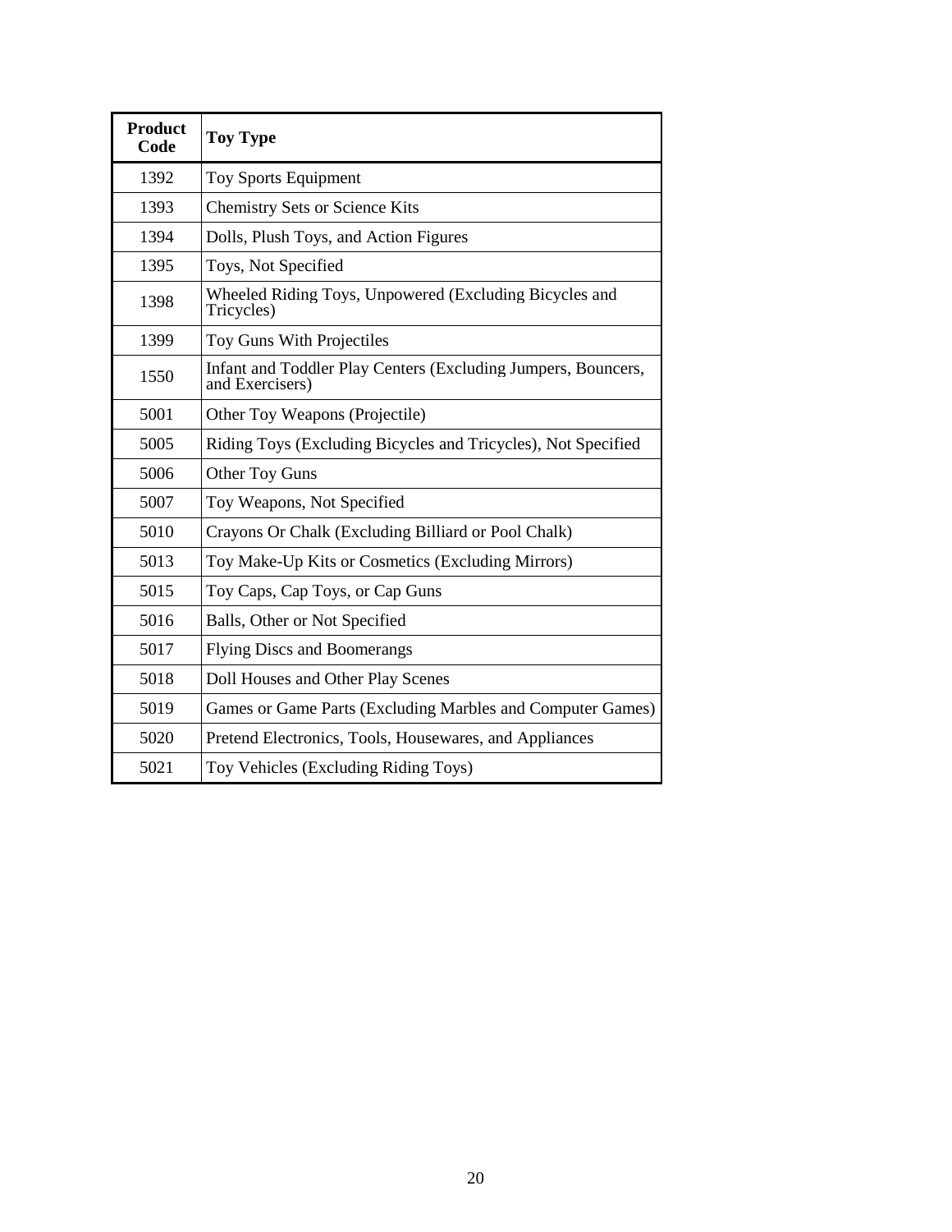| Product Code | Toy Type |
|---|---|
| 1392 | Toy Sports Equipment |
| 1393 | Chemistry Sets or Science Kits |
| 1394 | Dolls, Plush Toys, and Action Figures |
| 1395 | Toys, Not Specified |
| 1398 | Wheeled Riding Toys, Unpowered (Excluding Bicycles and Tricycles) |
| 1399 | Toy Guns With Projectiles |
| 1550 | Infant and Toddler Play Centers (Excluding Jumpers, Bouncers, and Exercisers) |
| 5001 | Other Toy Weapons (Projectile) |
| 5005 | Riding Toys (Excluding Bicycles and Tricycles), Not Specified |
| 5006 | Other Toy Guns |
| 5007 | Toy Weapons, Not Specified |
| 5010 | Crayons Or Chalk (Excluding Billiard or Pool Chalk) |
| 5013 | Toy Make-Up Kits or Cosmetics (Excluding Mirrors) |
| 5015 | Toy Caps, Cap Toys, or Cap Guns |
| 5016 | Balls, Other or Not Specified |
| 5017 | Flying Discs and Boomerangs |
| 5018 | Doll Houses and Other Play Scenes |
| 5019 | Games or Game Parts (Excluding Marbles and Computer Games) |
| 5020 | Pretend Electronics, Tools, Housewares, and Appliances |
| 5021 | Toy Vehicles (Excluding Riding Toys) |